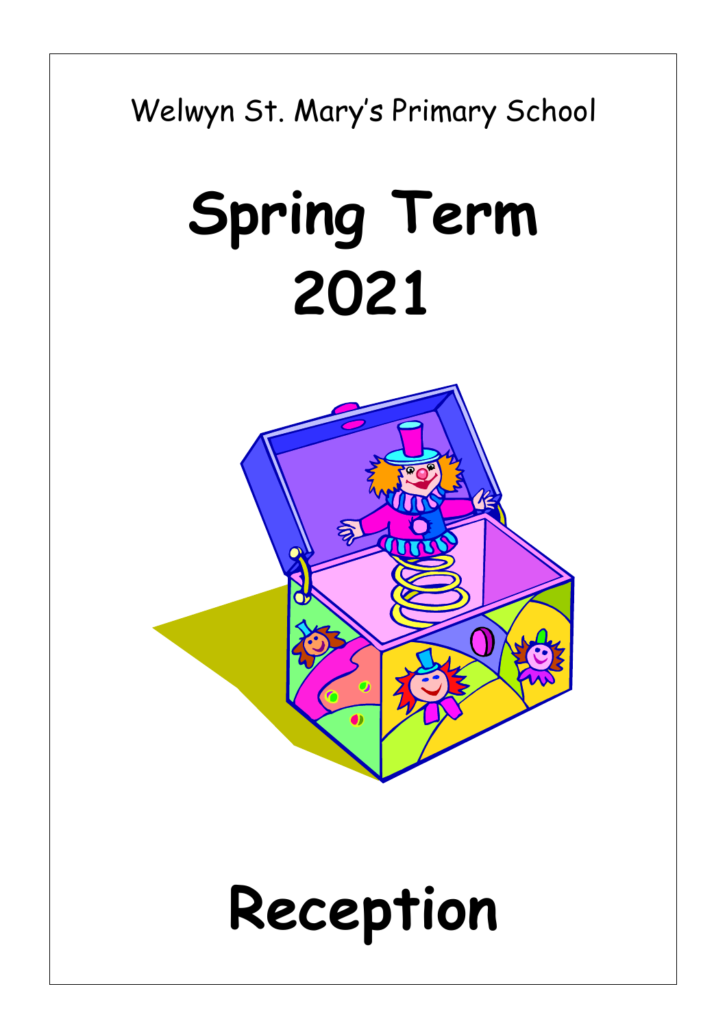Welwyn St. Mary's Primary School

# Spring Term 2021

# Reception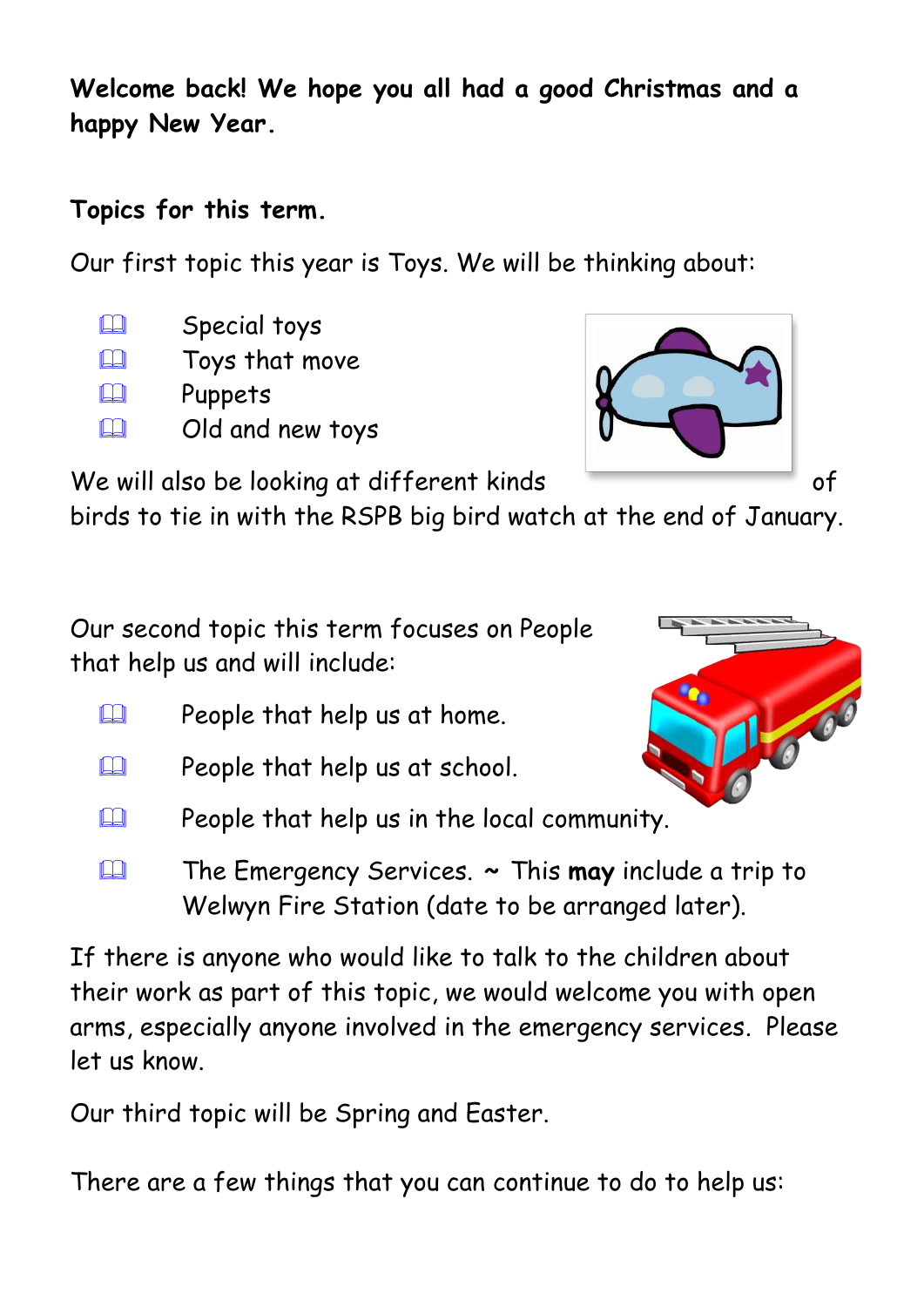**Welcome back! We hope you all had a good Christmas and a happy New Year.**

**Topics for this term.**

Our first topic this year is Toys. We will be thinking about:

- Special toys
- Toys that move
- Puppets
- Old and new toys

We will also be looking at different kinds of birds to tie in with the RSPB big bird watch at the end of January.

Our second topic this term focuses on People that help us and will include:

- People that help us at home.
- People that help us at school.
- People that help us in the local community.
- The Emergency Services. ~ This **may** include a trip to Welwyn Fire Station (date to be arranged later).

If there is anyone who would like to talk to the children about their work as part of this topic, we would welcome you with open arms, especially anyone involved in the emergency services. Please let us know.

Our third topic will be Spring and Easter.

There are a few things that you can continue to do to help us: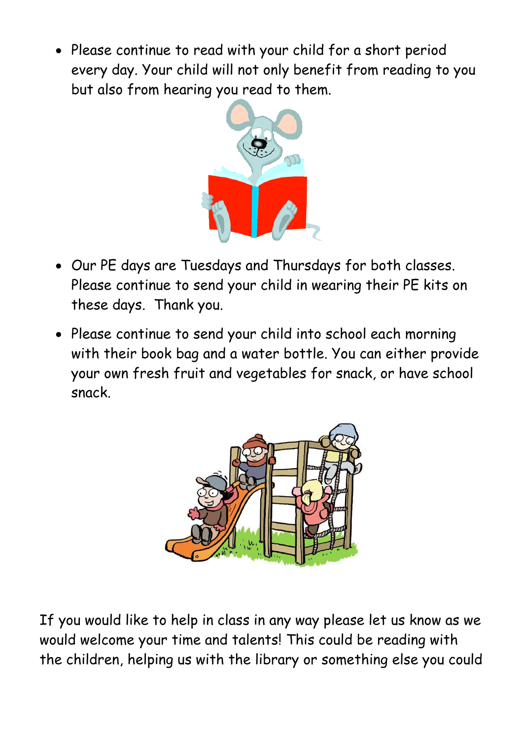- Please continue to read with your child for a short period every day. Your child will not only benefit from reading to you but also from hearing you read to them.

- Our PE days are Tuesdays and Thursdays for both classes. Please continue to send your child in wearing their PE kits on these days. Thank you.

- Please continue to send your child into school each morning with their book bag and a water bottle. You can either provide your own fresh fruit and vegetables for snack, or have school snack.

If you would like to help in class in any way please let us know as we would welcome your time and talents! This could be reading with the children, helping us with the library or something else you could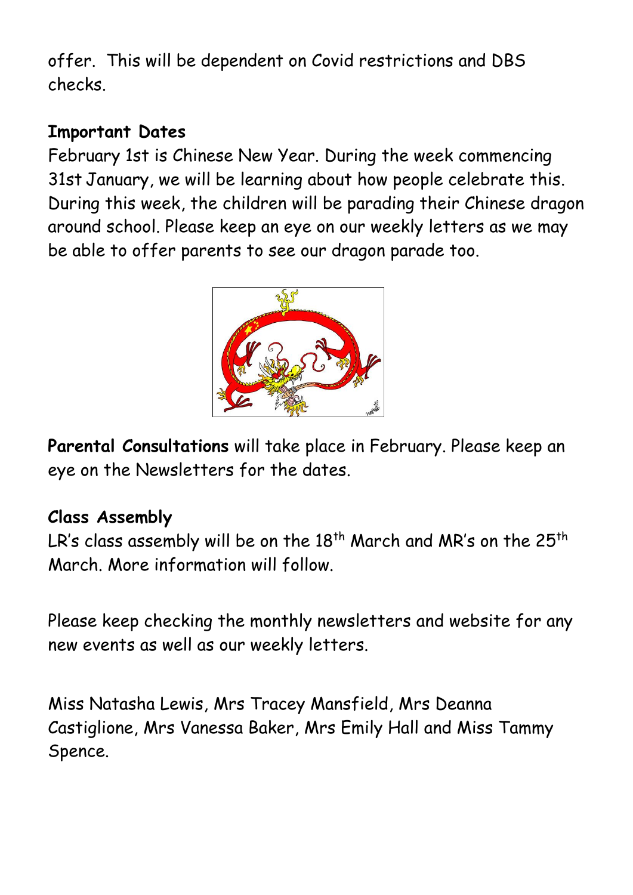offer. This will be dependent on Covid restrictions and DBS checks.

**Important Dates**

February 1st is Chinese New Year. During the week commencing 31st January, we will be learning about how people celebrate this. During this week, the children will be parading their Chinese dragon around school. Please keep an eye on our weekly letters as we may be able to offer parents to see our dragon parade too.

**Parental Consultations** will take place in February. Please keep an eye on the Newsletters for the dates.

**Class Assembly**

LR's class assembly will be on the 18th March and MR's on the 25th March. More information will follow.

Please keep checking the monthly newsletters and website for any new events as well as our weekly letters.

Miss Natasha Lewis, Mrs Tracey Mansfield, Mrs Deanna Castiglione, Mrs Vanessa Baker, Mrs Emily Hall and Miss Tammy Spence.